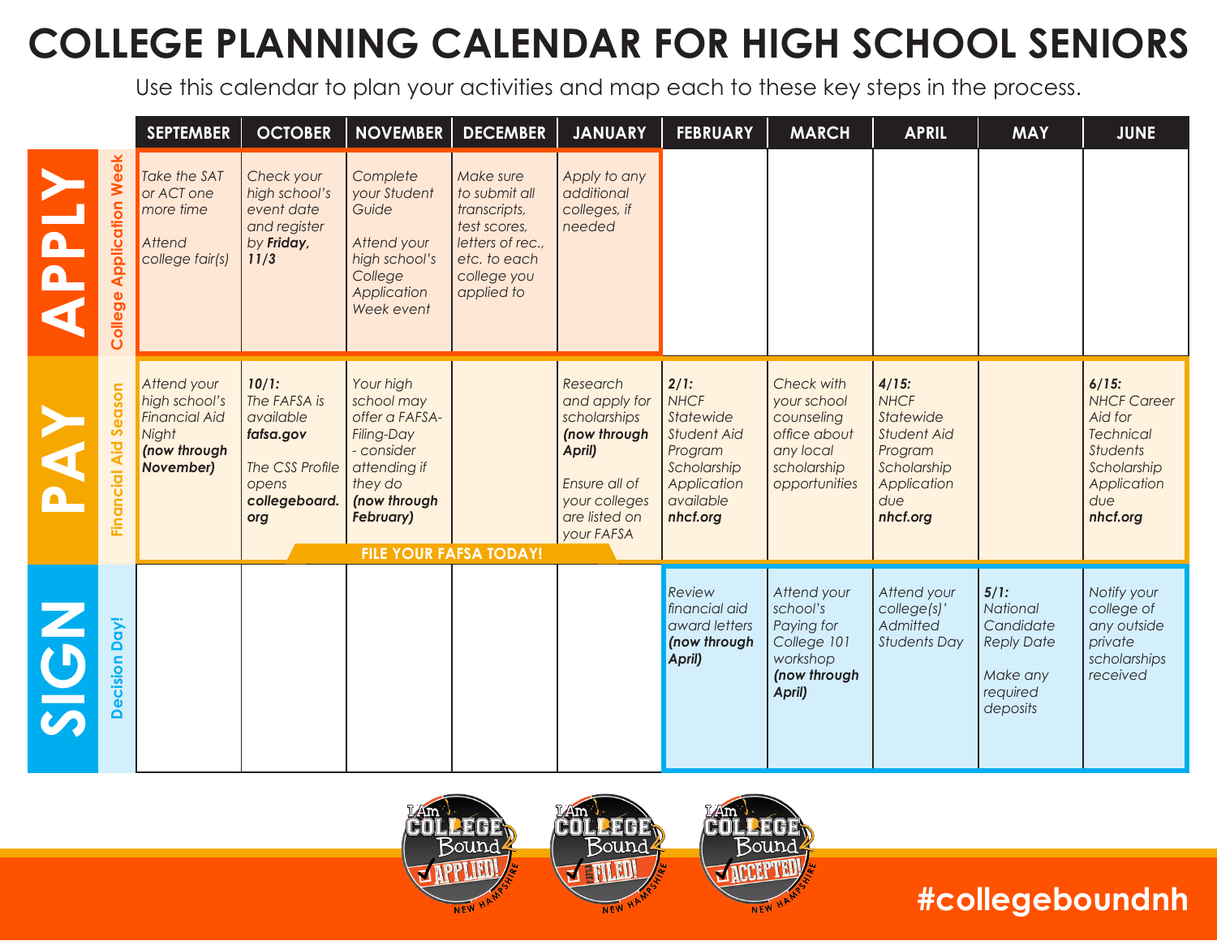# COLLEGE PLANNING CALENDAR FOR HIGH SCHOOL SENIORS

Use this calendar to plan your activities and map each to these key steps in the process.

| | SEPTEMBER | OCTOBER | NOVEMBER | DECEMBER | JANUARY | FEBRUARY | MARCH | APRIL | MAY | JUNE |
|---|---|---|---|---|---|---|---|---|---|---|
| **APPLY** – College Application Week | *Take the SAT or ACT one more time*<br><br>*Attend college fair(s)* | *Check your high school's event date and register by **Friday, 11/3*** | *Complete your Student Guide*<br><br>*Attend your high school's College Application Week event* | *Make sure to submit all transcripts, test scores, letters of rec., etc. to each college you applied to* | *Apply to any additional colleges, if needed* | | | | | |
| **PAY** – Financial Aid Season | *Attend your high school's Financial Aid Night **(now through November)*** | ***10/1:*** *The FAFSA is available **fafsa.gov***<br><br>*The CSS Profile opens **collegeboard.org*** | *Your high school may offer a FAFSA-Filing-Day - consider attending if they do **(now through February)*** | | *Research and apply for scholarships **(now through April)***<br><br>*Ensure all of your colleges are listed on your FAFSA* | ***2/1:*** *NHCF Statewide Student Aid Program Scholarship Application available **nhcf.org*** | *Check with your school counseling office about any local scholarship opportunities* | ***4/15:*** *NHCF Statewide Student Aid Program Scholarship Application due **nhcf.org*** | | ***6/15:*** *NHCF Career Aid for Technical Students Scholarship Application due **nhcf.org*** |
| | | **FILE YOUR FAFSA TODAY!** | | | | | | | | |
| **SIGN** – Decision Day! | | | | | | *Review financial aid award letters **(now through April)*** | *Attend your school's Paying for College 101 workshop **(now through April)*** | *Attend your college(s)' Admitted Students Day* | ***5/1:*** *National Candidate Reply Date*<br><br>*Make any required deposits* | *Notify your college of any outside private scholarships received* |

I Am College Bound 2 – APPLIED! · FAFSA FILED! · ACCEPTED! – New Hampshire

#collegeboundnh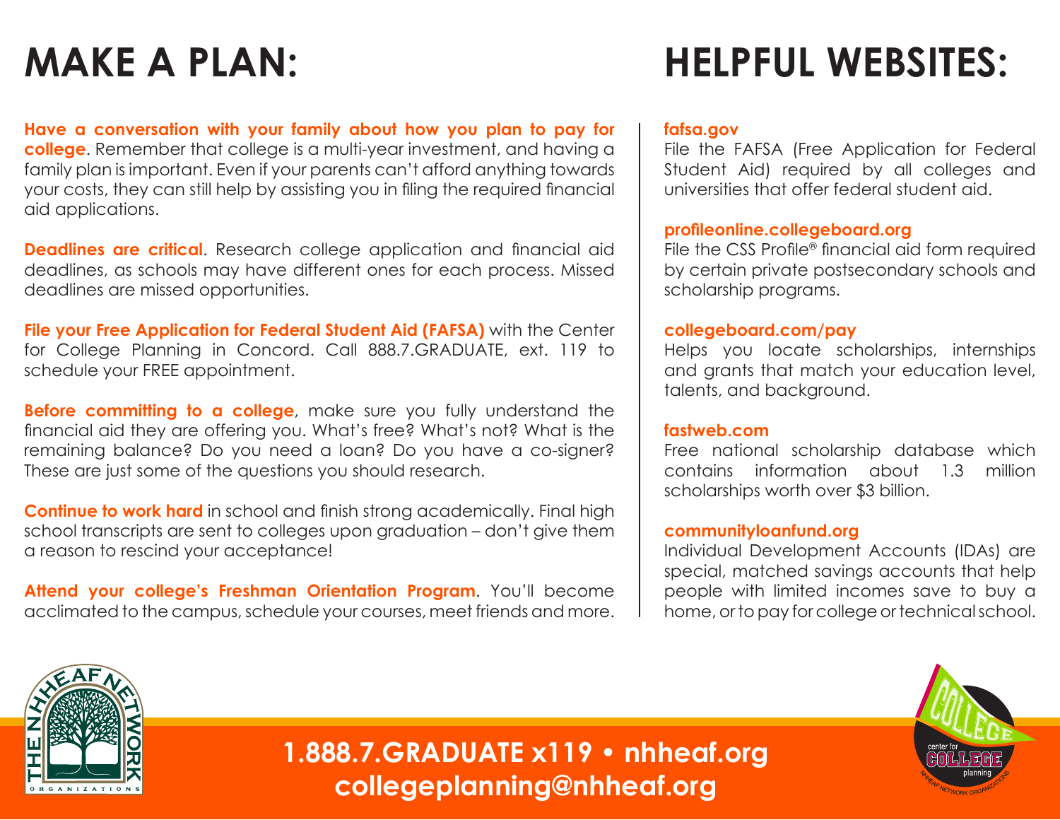# MAKE A PLAN:

**Have a conversation with your family about how you plan to pay for college**. Remember that college is a multi-year investment, and having a family plan is important. Even if your parents can't afford anything towards your costs, they can still help by assisting you in filing the required financial aid applications.

**Deadlines are critical**. Research college application and financial aid deadlines, as schools may have different ones for each process. Missed deadlines are missed opportunities.

**File your Free Application for Federal Student Aid (FAFSA)** with the Center for College Planning in Concord. Call 888.7.GRADUATE, ext. 119 to schedule your FREE appointment.

**Before committing to a college**, make sure you fully understand the financial aid they are offering you. What's free? What's not? What is the remaining balance? Do you need a loan? Do you have a co-signer? These are just some of the questions you should research.

**Continue to work hard** in school and finish strong academically. Final high school transcripts are sent to colleges upon graduation – don't give them a reason to rescind your acceptance!

**Attend your college's Freshman Orientation Program**. You'll become acclimated to the campus, schedule your courses, meet friends and more.

# HELPFUL WEBSITES:

**fafsa.gov**
File the FAFSA (Free Application for Federal Student Aid) required by all colleges and universities that offer federal student aid.

**profileonline.collegeboard.org**
File the CSS Profile® financial aid form required by certain private postsecondary schools and scholarship programs.

**collegeboard.com/pay**
Helps you locate scholarships, internships and grants that match your education level, talents, and background.

**fastweb.com**
Free national scholarship database which contains information about 1.3 million scholarships worth over $3 billion.

**communityloanfund.org**
Individual Development Accounts (IDAs) are special, matched savings accounts that help people with limited incomes save to buy a home, or to pay for college or technical school.

THE NHHEAF NETWORK ORGANIZATIONS

**1.888.7.GRADUATE x119 • nhheaf.org**
**collegeplanning@nhheaf.org**

center for COLLEGE planning
NHHEAF NETWORK ORGANIZATIONS